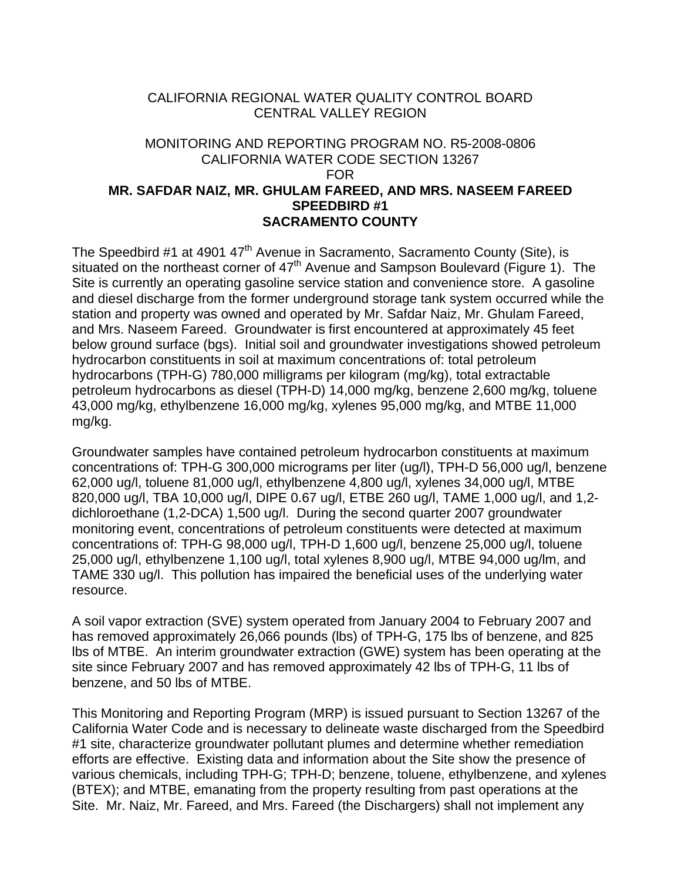CALIFORNIA REGIONAL WATER QUALITY CONTROL BOARD
CENTRAL VALLEY REGION

MONITORING AND REPORTING PROGRAM NO. R5-2008-0806
CALIFORNIA WATER CODE SECTION 13267
FOR
**MR. SAFDAR NAIZ, MR. GHULAM FAREED, AND MRS. NASEEM FAREED**
**SPEEDBIRD #1**
**SACRAMENTO COUNTY**

The Speedbird #1 at 4901 47th Avenue in Sacramento, Sacramento County (Site), is situated on the northeast corner of 47th Avenue and Sampson Boulevard (Figure 1). The Site is currently an operating gasoline service station and convenience store. A gasoline and diesel discharge from the former underground storage tank system occurred while the station and property was owned and operated by Mr. Safdar Naiz, Mr. Ghulam Fareed, and Mrs. Naseem Fareed. Groundwater is first encountered at approximately 45 feet below ground surface (bgs). Initial soil and groundwater investigations showed petroleum hydrocarbon constituents in soil at maximum concentrations of: total petroleum hydrocarbons (TPH-G) 780,000 milligrams per kilogram (mg/kg), total extractable petroleum hydrocarbons as diesel (TPH-D) 14,000 mg/kg, benzene 2,600 mg/kg, toluene 43,000 mg/kg, ethylbenzene 16,000 mg/kg, xylenes 95,000 mg/kg, and MTBE 11,000 mg/kg.

Groundwater samples have contained petroleum hydrocarbon constituents at maximum concentrations of: TPH-G 300,000 micrograms per liter (ug/l), TPH-D 56,000 ug/l, benzene 62,000 ug/l, toluene 81,000 ug/l, ethylbenzene 4,800 ug/l, xylenes 34,000 ug/l, MTBE 820,000 ug/l, TBA 10,000 ug/l, DIPE 0.67 ug/l, ETBE 260 ug/l, TAME 1,000 ug/l, and 1,2-dichloroethane (1,2-DCA) 1,500 ug/l. During the second quarter 2007 groundwater monitoring event, concentrations of petroleum constituents were detected at maximum concentrations of: TPH-G 98,000 ug/l, TPH-D 1,600 ug/l, benzene 25,000 ug/l, toluene 25,000 ug/l, ethylbenzene 1,100 ug/l, total xylenes 8,900 ug/l, MTBE 94,000 ug/lm, and TAME 330 ug/l. This pollution has impaired the beneficial uses of the underlying water resource.

A soil vapor extraction (SVE) system operated from January 2004 to February 2007 and has removed approximately 26,066 pounds (lbs) of TPH-G, 175 lbs of benzene, and 825 lbs of MTBE. An interim groundwater extraction (GWE) system has been operating at the site since February 2007 and has removed approximately 42 lbs of TPH-G, 11 lbs of benzene, and 50 lbs of MTBE.

This Monitoring and Reporting Program (MRP) is issued pursuant to Section 13267 of the California Water Code and is necessary to delineate waste discharged from the Speedbird #1 site, characterize groundwater pollutant plumes and determine whether remediation efforts are effective. Existing data and information about the Site show the presence of various chemicals, including TPH-G; TPH-D; benzene, toluene, ethylbenzene, and xylenes (BTEX); and MTBE, emanating from the property resulting from past operations at the Site. Mr. Naiz, Mr. Fareed, and Mrs. Fareed (the Dischargers) shall not implement any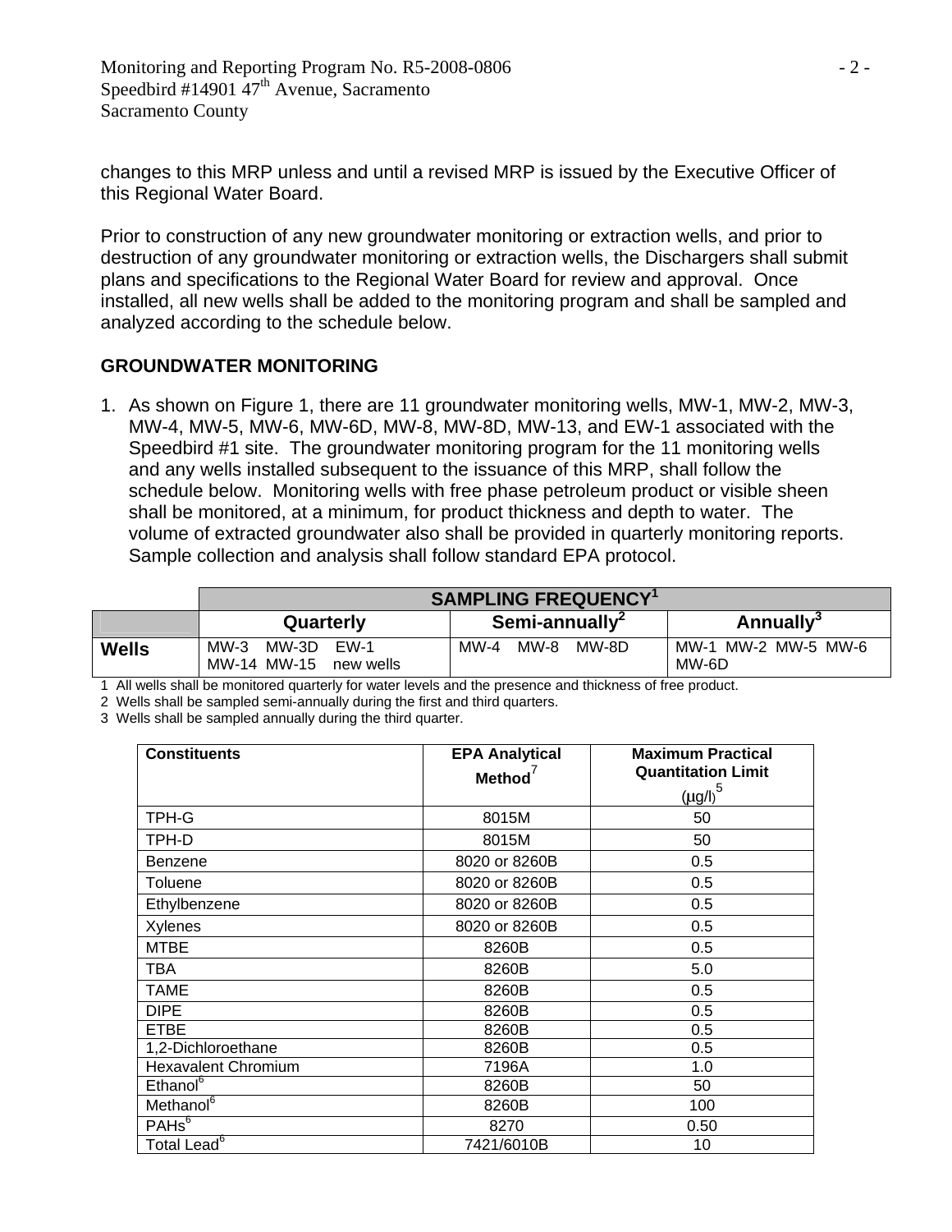changes to this MRP unless and until a revised MRP is issued by the Executive Officer of this Regional Water Board.

Prior to construction of any new groundwater monitoring or extraction wells, and prior to destruction of any groundwater monitoring or extraction wells, the Dischargers shall submit plans and specifications to the Regional Water Board for review and approval. Once installed, all new wells shall be added to the monitoring program and shall be sampled and analyzed according to the schedule below.

## GROUNDWATER MONITORING

1. As shown on Figure 1, there are 11 groundwater monitoring wells, MW-1, MW-2, MW-3, MW-4, MW-5, MW-6, MW-6D, MW-8, MW-8D, MW-13, and EW-1 associated with the Speedbird #1 site. The groundwater monitoring program for the 11 monitoring wells and any wells installed subsequent to the issuance of this MRP, shall follow the schedule below. Monitoring wells with free phase petroleum product or visible sheen shall be monitored, at a minimum, for product thickness and depth to water. The volume of extracted groundwater also shall be provided in quarterly monitoring reports. Sample collection and analysis shall follow standard EPA protocol.

| | SAMPLING FREQUENCY[1] | | |
|---|---|---|---|
| | **Quarterly** | **Semi-annually[2]** | **Annually[3]** |
| **Wells** | MW-3 MW-3D EW-1 MW-14 MW-15 new wells | MW-4 MW-8 MW-8D | MW-1 MW-2 MW-5 MW-6 MW-6D |

1 All wells shall be monitored quarterly for water levels and the presence and thickness of free product.

2 Wells shall be sampled semi-annually during the first and third quarters.

3 Wells shall be sampled annually during the third quarter.

| Constituents | EPA Analytical Method[7] | Maximum Practical Quantitation Limit (μg/l)[5] |
|---|---|---|
| TPH-G | 8015M | 50 |
| TPH-D | 8015M | 50 |
| Benzene | 8020 or 8260B | 0.5 |
| Toluene | 8020 or 8260B | 0.5 |
| Ethylbenzene | 8020 or 8260B | 0.5 |
| Xylenes | 8020 or 8260B | 0.5 |
| MTBE | 8260B | 0.5 |
| TBA | 8260B | 5.0 |
| TAME | 8260B | 0.5 |
| DIPE | 8260B | 0.5 |
| ETBE | 8260B | 0.5 |
| 1,2-Dichloroethane | 8260B | 0.5 |
| Hexavalent Chromium | 7196A | 1.0 |
| Ethanol[6] | 8260B | 50 |
| Methanol[6] | 8260B | 100 |
| PAHs[6] | 8270 | 0.50 |
| Total Lead[6] | 7421/6010B | 10 |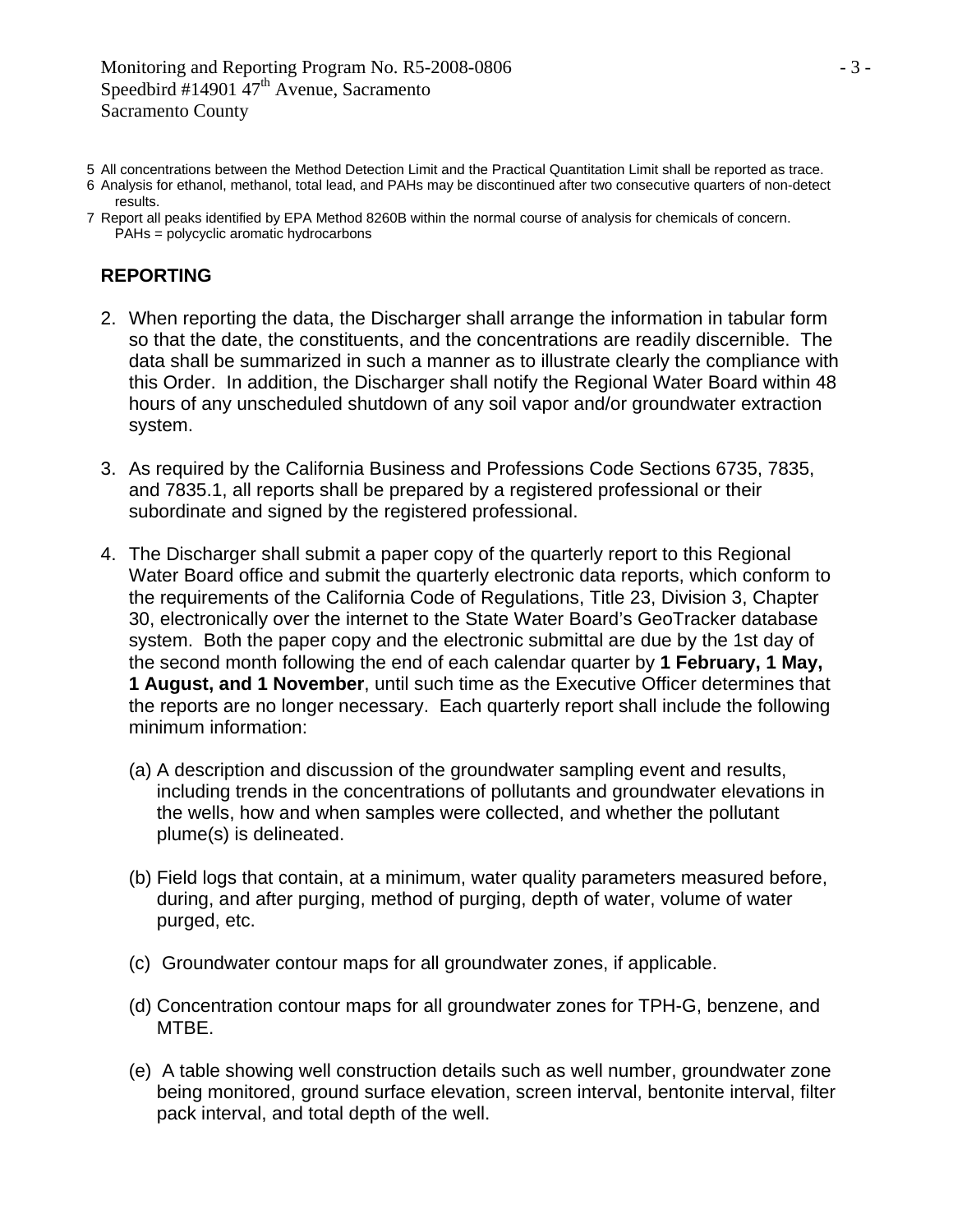5 All concentrations between the Method Detection Limit and the Practical Quantitation Limit shall be reported as trace.
6 Analysis for ethanol, methanol, total lead, and PAHs may be discontinued after two consecutive quarters of non-detect results.
7 Report all peaks identified by EPA Method 8260B within the normal course of analysis for chemicals of concern.
PAHs = polycyclic aromatic hydrocarbons

## REPORTING

2. When reporting the data, the Discharger shall arrange the information in tabular form so that the date, the constituents, and the concentrations are readily discernible. The data shall be summarized in such a manner as to illustrate clearly the compliance with this Order. In addition, the Discharger shall notify the Regional Water Board within 48 hours of any unscheduled shutdown of any soil vapor and/or groundwater extraction system.

3. As required by the California Business and Professions Code Sections 6735, 7835, and 7835.1, all reports shall be prepared by a registered professional or their subordinate and signed by the registered professional.

4. The Discharger shall submit a paper copy of the quarterly report to this Regional Water Board office and submit the quarterly electronic data reports, which conform to the requirements of the California Code of Regulations, Title 23, Division 3, Chapter 30, electronically over the internet to the State Water Board's GeoTracker database system. Both the paper copy and the electronic submittal are due by the 1st day of the second month following the end of each calendar quarter by **1 February, 1 May, 1 August, and 1 November**, until such time as the Executive Officer determines that the reports are no longer necessary. Each quarterly report shall include the following minimum information:

   (a) A description and discussion of the groundwater sampling event and results, including trends in the concentrations of pollutants and groundwater elevations in the wells, how and when samples were collected, and whether the pollutant plume(s) is delineated.

   (b) Field logs that contain, at a minimum, water quality parameters measured before, during, and after purging, method of purging, depth of water, volume of water purged, etc.

   (c) Groundwater contour maps for all groundwater zones, if applicable.

   (d) Concentration contour maps for all groundwater zones for TPH-G, benzene, and MTBE.

   (e) A table showing well construction details such as well number, groundwater zone being monitored, ground surface elevation, screen interval, bentonite interval, filter pack interval, and total depth of the well.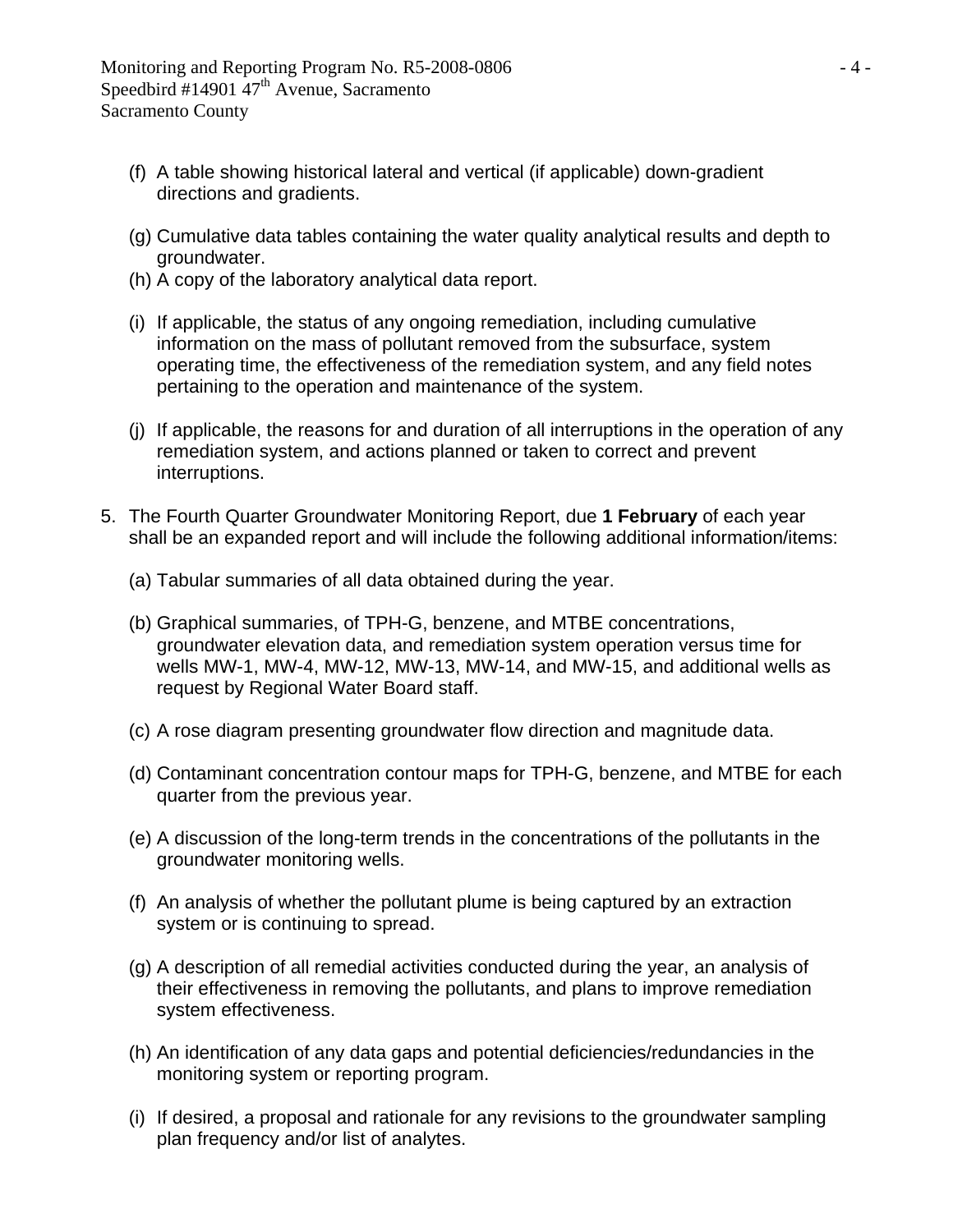(f) A table showing historical lateral and vertical (if applicable) down-gradient directions and gradients.

(g) Cumulative data tables containing the water quality analytical results and depth to groundwater.

(h) A copy of the laboratory analytical data report.

(i) If applicable, the status of any ongoing remediation, including cumulative information on the mass of pollutant removed from the subsurface, system operating time, the effectiveness of the remediation system, and any field notes pertaining to the operation and maintenance of the system.

(j) If applicable, the reasons for and duration of all interruptions in the operation of any remediation system, and actions planned or taken to correct and prevent interruptions.

5. The Fourth Quarter Groundwater Monitoring Report, due **1 February** of each year shall be an expanded report and will include the following additional information/items:

   (a) Tabular summaries of all data obtained during the year.

   (b) Graphical summaries, of TPH-G, benzene, and MTBE concentrations, groundwater elevation data, and remediation system operation versus time for wells MW-1, MW-4, MW-12, MW-13, MW-14, and MW-15, and additional wells as request by Regional Water Board staff.

   (c) A rose diagram presenting groundwater flow direction and magnitude data.

   (d) Contaminant concentration contour maps for TPH-G, benzene, and MTBE for each quarter from the previous year.

   (e) A discussion of the long-term trends in the concentrations of the pollutants in the groundwater monitoring wells.

   (f) An analysis of whether the pollutant plume is being captured by an extraction system or is continuing to spread.

   (g) A description of all remedial activities conducted during the year, an analysis of their effectiveness in removing the pollutants, and plans to improve remediation system effectiveness.

   (h) An identification of any data gaps and potential deficiencies/redundancies in the monitoring system or reporting program.

   (i) If desired, a proposal and rationale for any revisions to the groundwater sampling plan frequency and/or list of analytes.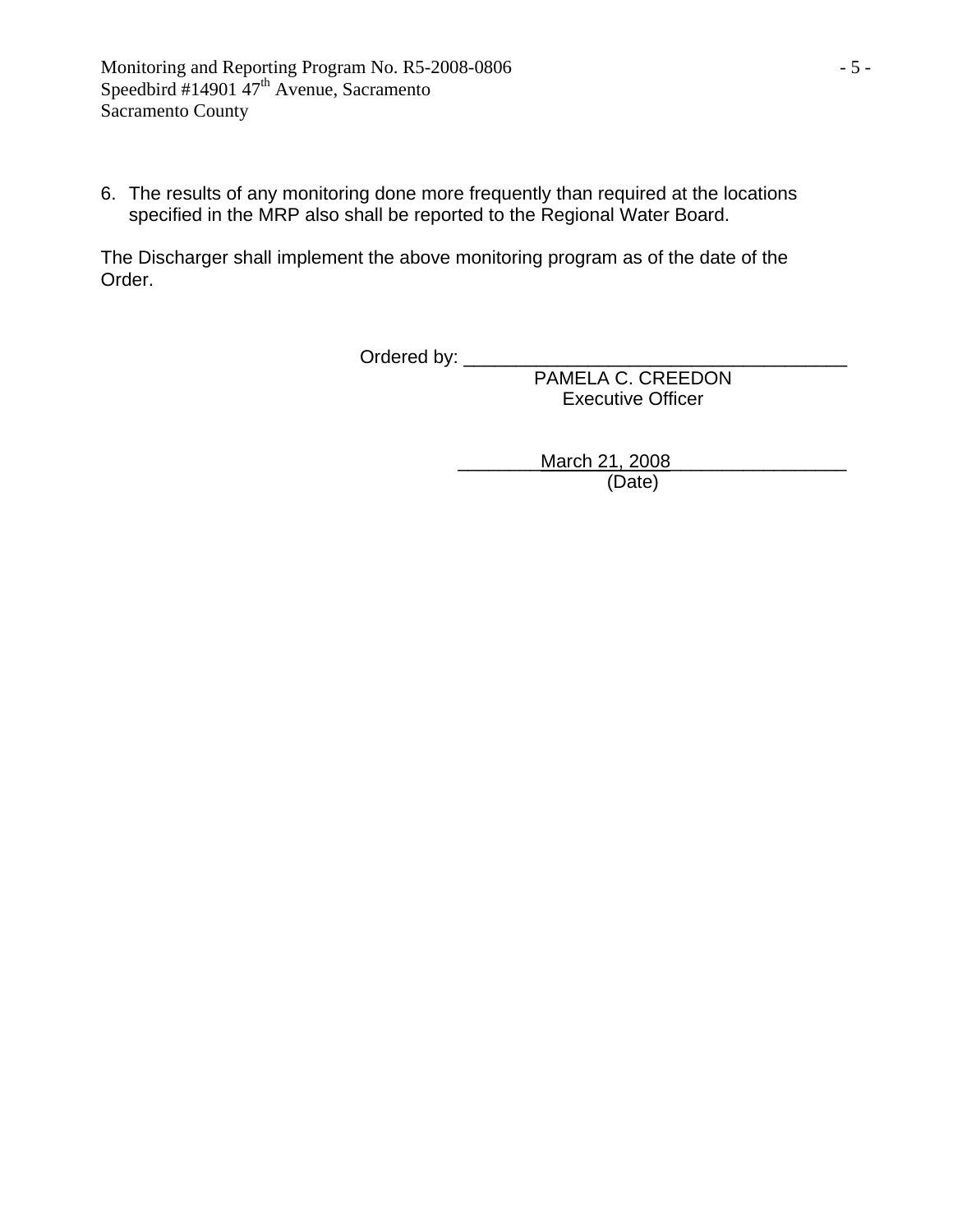6. The results of any monitoring done more frequently than required at the locations specified in the MRP also shall be reported to the Regional Water Board.

The Discharger shall implement the above monitoring program as of the date of the Order.

Ordered by: ____________________________________
PAMELA C. CREEDON
Executive Officer

March 21, 2008
(Date)